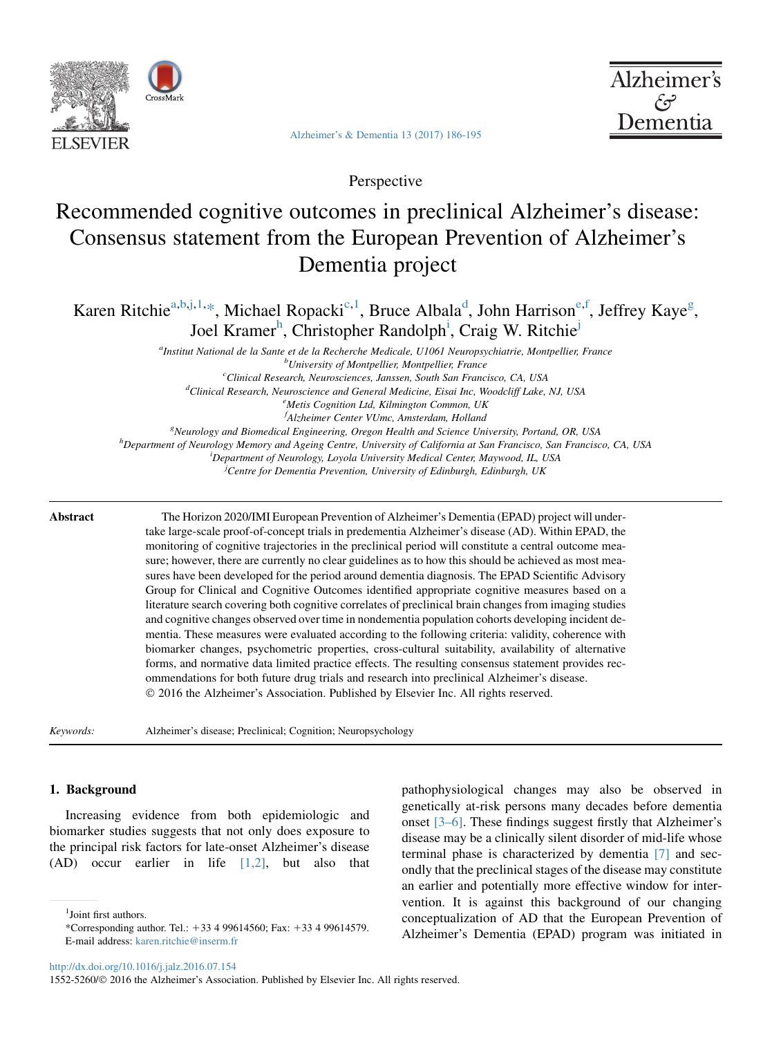Perspective

# Recommended cognitive outcomes in preclinical Alzheimer's disease: Consensus statement from the European Prevention of Alzheimer's Dementia project

Karen Ritchie[a,b,j,1,*], Michael Ropacki[c,1], Bruce Albala[d], John Harrison[e,f], Jeffrey Kaye[g], Joel Kramer[h], Christopher Randolph[i], Craig W. Ritchie[j]

[a]Institut National de la Sante et de la Recherche Medicale, U1061 Neuropsychiatrie, Montpellier, France
[b]University of Montpellier, Montpellier, France
[c]Clinical Research, Neurosciences, Janssen, South San Francisco, CA, USA
[d]Clinical Research, Neuroscience and General Medicine, Eisai Inc, Woodcliff Lake, NJ, USA
[e]Metis Cognition Ltd, Kilmington Common, UK
[f]Alzheimer Center VUmc, Amsterdam, Holland
[g]Neurology and Biomedical Engineering, Oregon Health and Science University, Portand, OR, USA
[h]Department of Neurology Memory and Ageing Centre, University of California at San Francisco, San Francisco, CA, USA
[i]Department of Neurology, Loyola University Medical Center, Maywood, IL, USA
[j]Centre for Dementia Prevention, University of Edinburgh, Edinburgh, UK

**Abstract**

The Horizon 2020/IMI European Prevention of Alzheimer's Dementia (EPAD) project will undertake large-scale proof-of-concept trials in predementia Alzheimer's disease (AD). Within EPAD, the monitoring of cognitive trajectories in the preclinical period will constitute a central outcome measure; however, there are currently no clear guidelines as to how this should be achieved as most measures have been developed for the period around dementia diagnosis. The EPAD Scientific Advisory Group for Clinical and Cognitive Outcomes identified appropriate cognitive measures based on a literature search covering both cognitive correlates of preclinical brain changes from imaging studies and cognitive changes observed over time in nondementia population cohorts developing incident dementia. These measures were evaluated according to the following criteria: validity, coherence with biomarker changes, psychometric properties, cross-cultural suitability, availability of alternative forms, and normative data limited practice effects. The resulting consensus statement provides recommendations for both future drug trials and research into preclinical Alzheimer's disease.
© 2016 the Alzheimer's Association. Published by Elsevier Inc. All rights reserved.

*Keywords:* Alzheimer's disease; Preclinical; Cognition; Neuropsychology

## 1. Background

Increasing evidence from both epidemiologic and biomarker studies suggests that not only does exposure to the principal risk factors for late-onset Alzheimer's disease (AD) occur earlier in life [1,2], but also that pathophysiological changes may also be observed in genetically at-risk persons many decades before dementia onset [3–6]. These findings suggest firstly that Alzheimer's disease may be a clinically silent disorder of mid-life whose terminal phase is characterized by dementia [7] and secondly that the preclinical stages of the disease may constitute an earlier and potentially more effective window for intervention. It is against this background of our changing conceptualization of AD that the European Prevention of Alzheimer's Dementia (EPAD) program was initiated in

[1]Joint first authors.
*Corresponding author. Tel.: +33 4 99614560; Fax: +33 4 99614579.
E-mail address: karen.ritchie@inserm.fr

http://dx.doi.org/10.1016/j.jalz.2016.07.154
1552-5260/© 2016 the Alzheimer's Association. Published by Elsevier Inc. All rights reserved.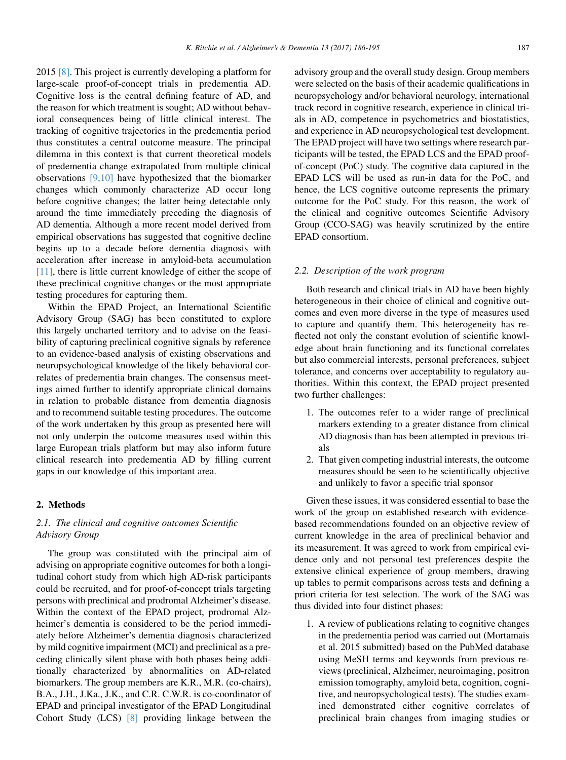2015 [8]. This project is currently developing a platform for large-scale proof-of-concept trials in predementia AD. Cognitive loss is the central defining feature of AD, and the reason for which treatment is sought; AD without behavioral consequences being of little clinical interest. The tracking of cognitive trajectories in the predementia period thus constitutes a central outcome measure. The principal dilemma in this context is that current theoretical models of predementia change extrapolated from multiple clinical observations [9,10] have hypothesized that the biomarker changes which commonly characterize AD occur long before cognitive changes; the latter being detectable only around the time immediately preceding the diagnosis of AD dementia. Although a more recent model derived from empirical observations has suggested that cognitive decline begins up to a decade before dementia diagnosis with acceleration after increase in amyloid-beta accumulation [11], there is little current knowledge of either the scope of these preclinical cognitive changes or the most appropriate testing procedures for capturing them.

Within the EPAD Project, an International Scientific Advisory Group (SAG) has been constituted to explore this largely uncharted territory and to advise on the feasibility of capturing preclinical cognitive signals by reference to an evidence-based analysis of existing observations and neuropsychological knowledge of the likely behavioral correlates of predementia brain changes. The consensus meetings aimed further to identify appropriate clinical domains in relation to probable distance from dementia diagnosis and to recommend suitable testing procedures. The outcome of the work undertaken by this group as presented here will not only underpin the outcome measures used within this large European trials platform but may also inform future clinical research into predementia AD by filling current gaps in our knowledge of this important area.

## 2. Methods

### 2.1. The clinical and cognitive outcomes Scientific Advisory Group

The group was constituted with the principal aim of advising on appropriate cognitive outcomes for both a longitudinal cohort study from which high AD-risk participants could be recruited, and for proof-of-concept trials targeting persons with preclinical and prodromal Alzheimer's disease. Within the context of the EPAD project, prodromal Alzheimer's dementia is considered to be the period immediately before Alzheimer's dementia diagnosis characterized by mild cognitive impairment (MCI) and preclinical as a preceding clinically silent phase with both phases being additionally characterized by abnormalities on AD-related biomarkers. The group members are K.R., M.R. (co-chairs), B.A., J.H., J.Ka., J.K., and C.R. C.W.R. is co-coordinator of EPAD and principal investigator of the EPAD Longitudinal Cohort Study (LCS) [8] providing linkage between the advisory group and the overall study design. Group members were selected on the basis of their academic qualifications in neuropsychology and/or behavioral neurology, international track record in cognitive research, experience in clinical trials in AD, competence in psychometrics and biostatistics, and experience in AD neuropsychological test development. The EPAD project will have two settings where research participants will be tested, the EPAD LCS and the EPAD proof-of-concept (PoC) study. The cognitive data captured in the EPAD LCS will be used as run-in data for the PoC, and hence, the LCS cognitive outcome represents the primary outcome for the PoC study. For this reason, the work of the clinical and cognitive outcomes Scientific Advisory Group (CCO-SAG) was heavily scrutinized by the entire EPAD consortium.

### 2.2. Description of the work program

Both research and clinical trials in AD have been highly heterogeneous in their choice of clinical and cognitive outcomes and even more diverse in the type of measures used to capture and quantify them. This heterogeneity has reflected not only the constant evolution of scientific knowledge about brain functioning and its functional correlates but also commercial interests, personal preferences, subject tolerance, and concerns over acceptability to regulatory authorities. Within this context, the EPAD project presented two further challenges:

1. The outcomes refer to a wider range of preclinical markers extending to a greater distance from clinical AD diagnosis than has been attempted in previous trials
2. That given competing industrial interests, the outcome measures should be seen to be scientifically objective and unlikely to favor a specific trial sponsor

Given these issues, it was considered essential to base the work of the group on established research with evidence-based recommendations founded on an objective review of current knowledge in the area of preclinical behavior and its measurement. It was agreed to work from empirical evidence only and not personal test preferences despite the extensive clinical experience of group members, drawing up tables to permit comparisons across tests and defining a priori criteria for test selection. The work of the SAG was thus divided into four distinct phases:

1. A review of publications relating to cognitive changes in the predementia period was carried out (Mortamais et al. 2015 submitted) based on the PubMed database using MeSH terms and keywords from previous reviews (preclinical, Alzheimer, neuroimaging, positron emission tomography, amyloid beta, cognition, cognitive, and neuropsychological tests). The studies examined demonstrated either cognitive correlates of preclinical brain changes from imaging studies or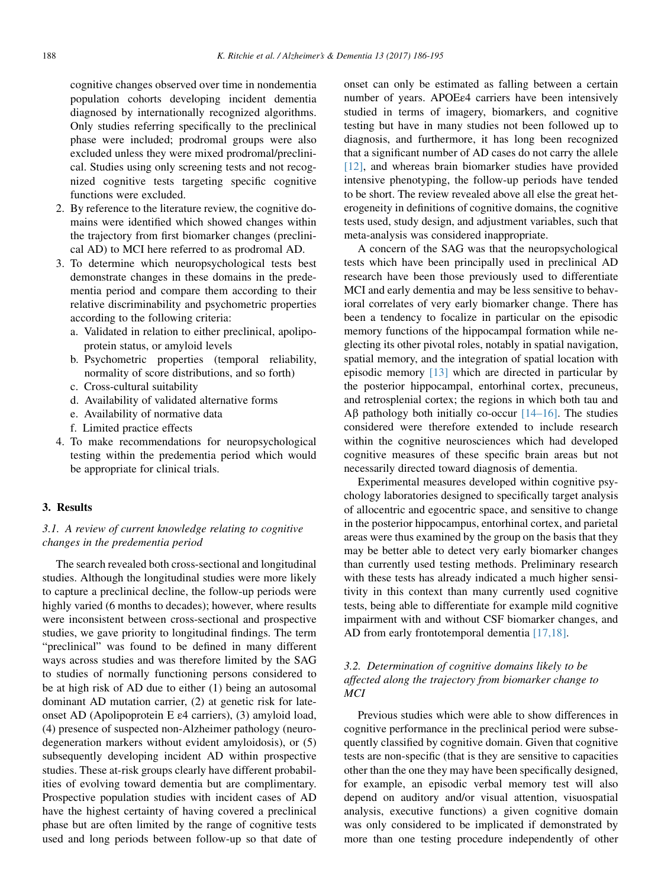cognitive changes observed over time in nondementia population cohorts developing incident dementia diagnosed by internationally recognized algorithms. Only studies referring specifically to the preclinical phase were included; prodromal groups were also excluded unless they were mixed prodromal/preclinical. Studies using only screening tests and not recognized cognitive tests targeting specific cognitive functions were excluded.

2. By reference to the literature review, the cognitive domains were identified which showed changes within the trajectory from first biomarker changes (preclinical AD) to MCI here referred to as prodromal AD.
3. To determine which neuropsychological tests best demonstrate changes in these domains in the predementia period and compare them according to their relative discriminability and psychometric properties according to the following criteria:
   a. Validated in relation to either preclinical, apolipoprotein status, or amyloid levels
   b. Psychometric properties (temporal reliability, normality of score distributions, and so forth)
   c. Cross-cultural suitability
   d. Availability of validated alternative forms
   e. Availability of normative data
   f. Limited practice effects
4. To make recommendations for neuropsychological testing within the predementia period which would be appropriate for clinical trials.

## 3. Results

### 3.1. A review of current knowledge relating to cognitive changes in the predementia period

The search revealed both cross-sectional and longitudinal studies. Although the longitudinal studies were more likely to capture a preclinical decline, the follow-up periods were highly varied (6 months to decades); however, where results were inconsistent between cross-sectional and prospective studies, we gave priority to longitudinal findings. The term "preclinical" was found to be defined in many different ways across studies and was therefore limited by the SAG to studies of normally functioning persons considered to be at high risk of AD due to either (1) being an autosomal dominant AD mutation carrier, (2) at genetic risk for late-onset AD (Apolipoprotein E ε4 carriers), (3) amyloid load, (4) presence of suspected non-Alzheimer pathology (neurodegeneration markers without evident amyloidosis), or (5) subsequently developing incident AD within prospective studies. These at-risk groups clearly have different probabilities of evolving toward dementia but are complimentary. Prospective population studies with incident cases of AD have the highest certainty of having covered a preclinical phase but are often limited by the range of cognitive tests used and long periods between follow-up so that date of onset can only be estimated as falling between a certain number of years. APOEε4 carriers have been intensively studied in terms of imagery, biomarkers, and cognitive testing but have in many studies not been followed up to diagnosis, and furthermore, it has long been recognized that a significant number of AD cases do not carry the allele [12], and whereas brain biomarker studies have provided intensive phenotyping, the follow-up periods have tended to be short. The review revealed above all else the great heterogeneity in definitions of cognitive domains, the cognitive tests used, study design, and adjustment variables, such that meta-analysis was considered inappropriate.

A concern of the SAG was that the neuropsychological tests which have been principally used in preclinical AD research have been those previously used to differentiate MCI and early dementia and may be less sensitive to behavioral correlates of very early biomarker change. There has been a tendency to focalize in particular on the episodic memory functions of the hippocampal formation while neglecting its other pivotal roles, notably in spatial navigation, spatial memory, and the integration of spatial location with episodic memory [13] which are directed in particular by the posterior hippocampal, entorhinal cortex, precuneus, and retrosplenial cortex; the regions in which both tau and Aβ pathology both initially co-occur [14–16]. The studies considered were therefore extended to include research within the cognitive neurosciences which had developed cognitive measures of these specific brain areas but not necessarily directed toward diagnosis of dementia.

Experimental measures developed within cognitive psychology laboratories designed to specifically target analysis of allocentric and egocentric space, and sensitive to change in the posterior hippocampus, entorhinal cortex, and parietal areas were thus examined by the group on the basis that they may be better able to detect very early biomarker changes than currently used testing methods. Preliminary research with these tests has already indicated a much higher sensitivity in this context than many currently used cognitive tests, being able to differentiate for example mild cognitive impairment with and without CSF biomarker changes, and AD from early frontotemporal dementia [17,18].

### 3.2. Determination of cognitive domains likely to be affected along the trajectory from biomarker change to MCI

Previous studies which were able to show differences in cognitive performance in the preclinical period were subsequently classified by cognitive domain. Given that cognitive tests are non-specific (that is they are sensitive to capacities other than the one they may have been specifically designed, for example, an episodic verbal memory test will also depend on auditory and/or visual attention, visuospatial analysis, executive functions) a given cognitive domain was only considered to be implicated if demonstrated by more than one testing procedure independently of other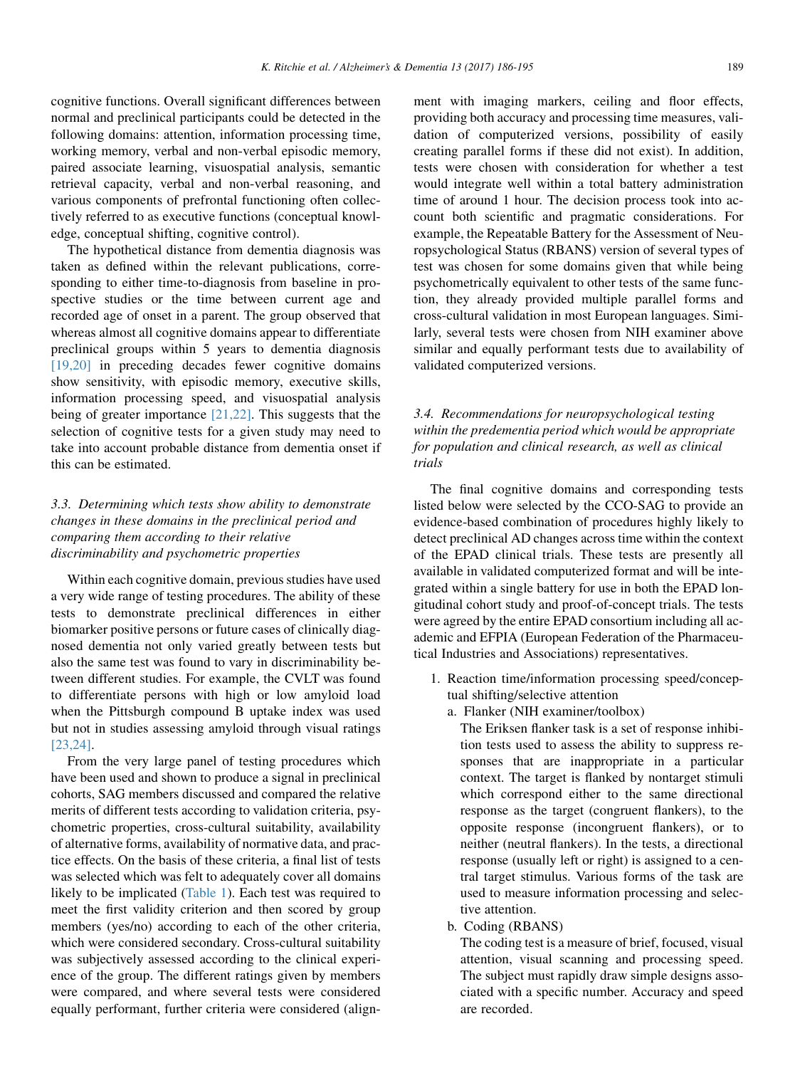cognitive functions. Overall significant differences between normal and preclinical participants could be detected in the following domains: attention, information processing time, working memory, verbal and non-verbal episodic memory, paired associate learning, visuospatial analysis, semantic retrieval capacity, verbal and non-verbal reasoning, and various components of prefrontal functioning often collectively referred to as executive functions (conceptual knowledge, conceptual shifting, cognitive control).

The hypothetical distance from dementia diagnosis was taken as defined within the relevant publications, corresponding to either time-to-diagnosis from baseline in prospective studies or the time between current age and recorded age of onset in a parent. The group observed that whereas almost all cognitive domains appear to differentiate preclinical groups within 5 years to dementia diagnosis [19,20] in preceding decades fewer cognitive domains show sensitivity, with episodic memory, executive skills, information processing speed, and visuospatial analysis being of greater importance [21,22]. This suggests that the selection of cognitive tests for a given study may need to take into account probable distance from dementia onset if this can be estimated.

### 3.3. Determining which tests show ability to demonstrate changes in these domains in the preclinical period and comparing them according to their relative discriminability and psychometric properties

Within each cognitive domain, previous studies have used a very wide range of testing procedures. The ability of these tests to demonstrate preclinical differences in either biomarker positive persons or future cases of clinically diagnosed dementia not only varied greatly between tests but also the same test was found to vary in discriminability between different studies. For example, the CVLT was found to differentiate persons with high or low amyloid load when the Pittsburgh compound B uptake index was used but not in studies assessing amyloid through visual ratings [23,24].

From the very large panel of testing procedures which have been used and shown to produce a signal in preclinical cohorts, SAG members discussed and compared the relative merits of different tests according to validation criteria, psychometric properties, cross-cultural suitability, availability of alternative forms, availability of normative data, and practice effects. On the basis of these criteria, a final list of tests was selected which was felt to adequately cover all domains likely to be implicated (Table 1). Each test was required to meet the first validity criterion and then scored by group members (yes/no) according to each of the other criteria, which were considered secondary. Cross-cultural suitability was subjectively assessed according to the clinical experience of the group. The different ratings given by members were compared, and where several tests were considered equally performant, further criteria were considered (alignment with imaging markers, ceiling and floor effects, providing both accuracy and processing time measures, validation of computerized versions, possibility of easily creating parallel forms if these did not exist). In addition, tests were chosen with consideration for whether a test would integrate well within a total battery administration time of around 1 hour. The decision process took into account both scientific and pragmatic considerations. For example, the Repeatable Battery for the Assessment of Neuropsychological Status (RBANS) version of several types of test was chosen for some domains given that while being psychometrically equivalent to other tests of the same function, they already provided multiple parallel forms and cross-cultural validation in most European languages. Similarly, several tests were chosen from NIH examiner above similar and equally performant tests due to availability of validated computerized versions.

### 3.4. Recommendations for neuropsychological testing within the predementia period which would be appropriate for population and clinical research, as well as clinical trials

The final cognitive domains and corresponding tests listed below were selected by the CCO-SAG to provide an evidence-based combination of procedures highly likely to detect preclinical AD changes across time within the context of the EPAD clinical trials. These tests are presently all available in validated computerized format and will be integrated within a single battery for use in both the EPAD longitudinal cohort study and proof-of-concept trials. The tests were agreed by the entire EPAD consortium including all academic and EFPIA (European Federation of the Pharmaceutical Industries and Associations) representatives.

1. Reaction time/information processing speed/conceptual shifting/selective attention
   a. Flanker (NIH examiner/toolbox)
      The Eriksen flanker task is a set of response inhibition tests used to assess the ability to suppress responses that are inappropriate in a particular context. The target is flanked by nontarget stimuli which correspond either to the same directional response as the target (congruent flankers), to the opposite response (incongruent flankers), or to neither (neutral flankers). In the tests, a directional response (usually left or right) is assigned to a central target stimulus. Various forms of the task are used to measure information processing and selective attention.
   b. Coding (RBANS)
      The coding test is a measure of brief, focused, visual attention, visual scanning and processing speed. The subject must rapidly draw simple designs associated with a specific number. Accuracy and speed are recorded.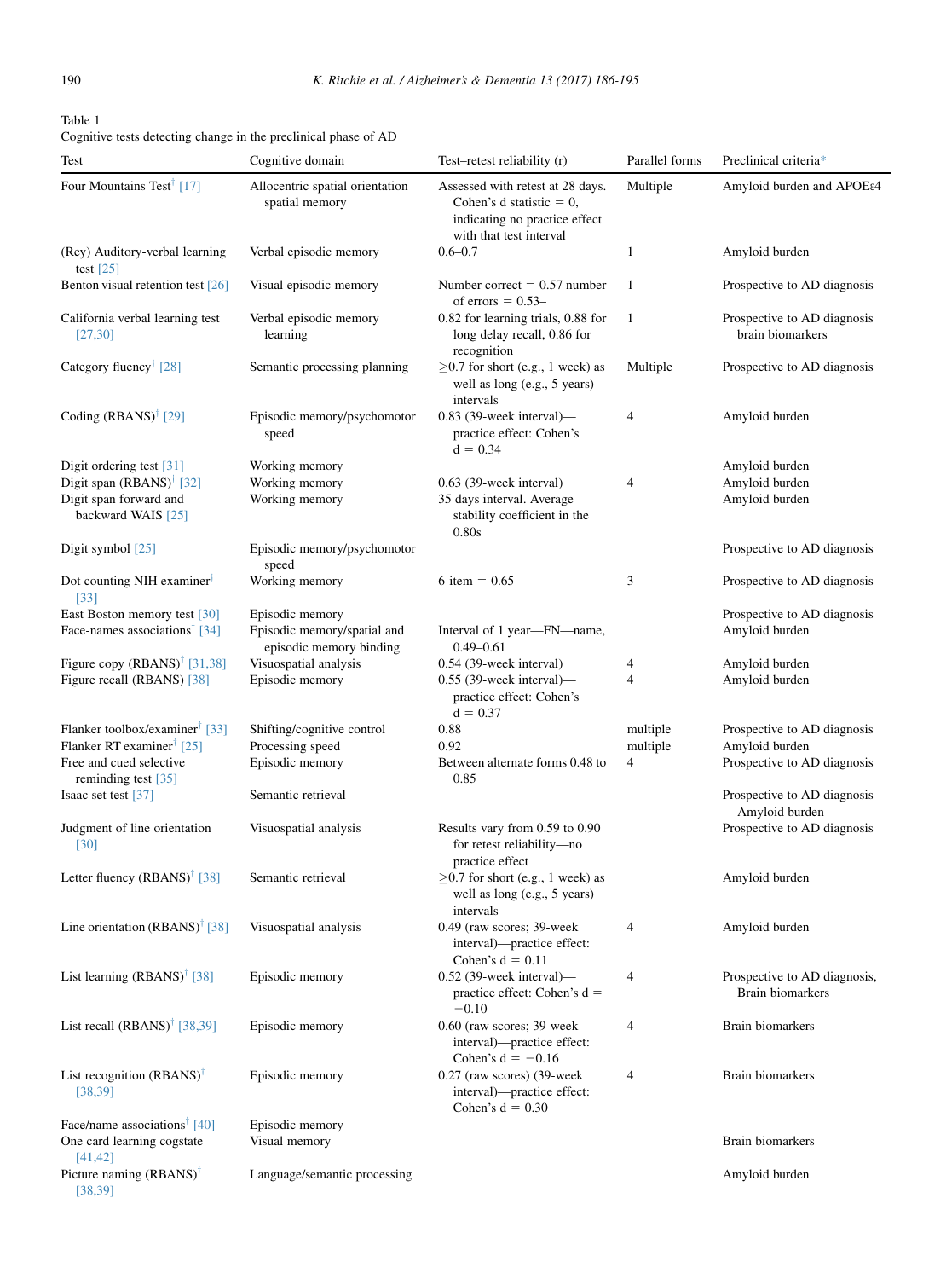Table 1

Cognitive tests detecting change in the preclinical phase of AD

| Test | Cognitive domain | Test–retest reliability (r) | Parallel forms | Preclinical criteria* |
|---|---|---|---|---|
| Four Mountains Test† [17] | Allocentric spatial orientation spatial memory | Assessed with retest at 28 days. Cohen's d statistic = 0, indicating no practice effect with that test interval | Multiple | Amyloid burden and APOEε4 |
| (Rey) Auditory-verbal learning test [25] | Verbal episodic memory | 0.6–0.7 | 1 | Amyloid burden |
| Benton visual retention test [26] | Visual episodic memory | Number correct = 0.57 number of errors = 0.53– | 1 | Prospective to AD diagnosis |
| California verbal learning test [27,30] | Verbal episodic memory learning | 0.82 for learning trials, 0.88 for long delay recall, 0.86 for recognition | 1 | Prospective to AD diagnosis brain biomarkers |
| Category fluency† [28] | Semantic processing planning | ≥0.7 for short (e.g., 1 week) as well as long (e.g., 5 years) intervals | Multiple | Prospective to AD diagnosis |
| Coding (RBANS)† [29] | Episodic memory/psychomotor speed | 0.83 (39-week interval)—practice effect: Cohen's d = 0.34 | 4 | Amyloid burden |
| Digit ordering test [31] | Working memory | | | Amyloid burden |
| Digit span (RBANS)† [32] | Working memory | 0.63 (39-week interval) | 4 | Amyloid burden |
| Digit span forward and backward WAIS [25] | Working memory | 35 days interval. Average stability coefficient in the 0.80s | | Amyloid burden |
| Digit symbol [25] | Episodic memory/psychomotor speed | | | Prospective to AD diagnosis |
| Dot counting NIH examiner† [33] | Working memory | 6-item = 0.65 | 3 | Prospective to AD diagnosis |
| East Boston memory test [30] | Episodic memory | | | Prospective to AD diagnosis |
| Face-names associations† [34] | Episodic memory/spatial and episodic memory binding | Interval of 1 year—FN—name, 0.49–0.61 | | Amyloid burden |
| Figure copy (RBANS)† [31,38] | Visuospatial analysis | 0.54 (39-week interval) | 4 | Amyloid burden |
| Figure recall (RBANS) [38] | Episodic memory | 0.55 (39-week interval)—practice effect: Cohen's d = 0.37 | 4 | Amyloid burden |
| Flanker toolbox/examiner† [33] | Shifting/cognitive control | 0.88 | multiple | Prospective to AD diagnosis |
| Flanker RT examiner† [25] | Processing speed | 0.92 | multiple | Amyloid burden |
| Free and cued selective reminding test [35] | Episodic memory | Between alternate forms 0.48 to 0.85 | 4 | Prospective to AD diagnosis |
| Isaac set test [37] | Semantic retrieval | | | Prospective to AD diagnosis Amyloid burden |
| Judgment of line orientation [30] | Visuospatial analysis | Results vary from 0.59 to 0.90 for retest reliability—no practice effect | | Prospective to AD diagnosis |
| Letter fluency (RBANS)† [38] | Semantic retrieval | ≥0.7 for short (e.g., 1 week) as well as long (e.g., 5 years) intervals | | Amyloid burden |
| Line orientation (RBANS)† [38] | Visuospatial analysis | 0.49 (raw scores; 39-week interval)—practice effect: Cohen's d = 0.11 | 4 | Amyloid burden |
| List learning (RBANS)† [38] | Episodic memory | 0.52 (39-week interval)—practice effect: Cohen's d = −0.10 | 4 | Prospective to AD diagnosis, Brain biomarkers |
| List recall (RBANS)† [38,39] | Episodic memory | 0.60 (raw scores; 39-week interval)—practice effect: Cohen's d = −0.16 | 4 | Brain biomarkers |
| List recognition (RBANS)† [38,39] | Episodic memory | 0.27 (raw scores) (39-week interval)—practice effect: Cohen's d = 0.30 | 4 | Brain biomarkers |
| Face/name associations† [40] | Episodic memory | | | |
| One card learning cogstate [41,42] | Visual memory | | | Brain biomarkers |
| Picture naming (RBANS)† [38,39] | Language/semantic processing | | | Amyloid burden |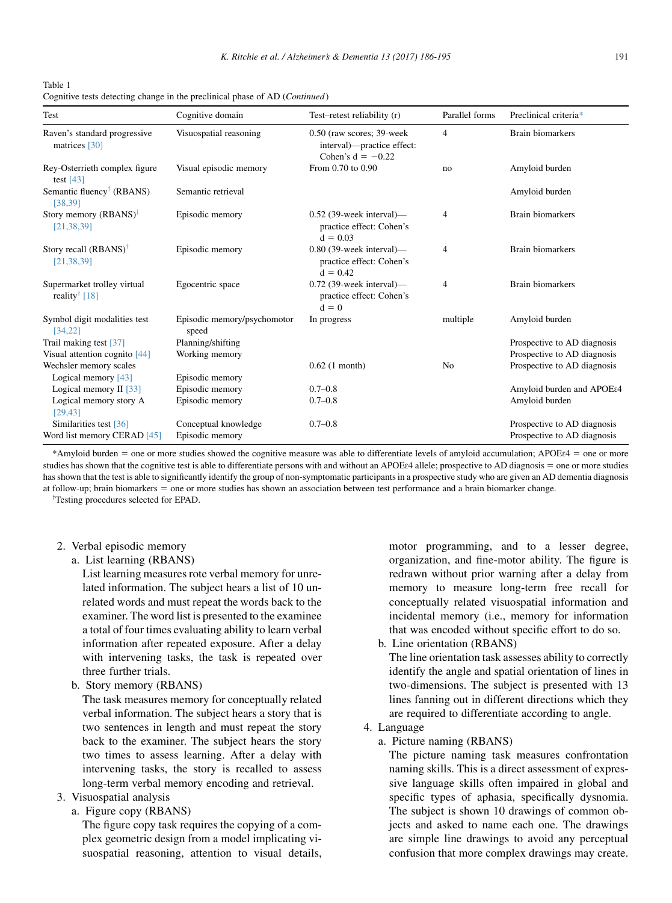Table 1
Cognitive tests detecting change in the preclinical phase of AD (*Continued*)

| Test | Cognitive domain | Test–retest reliability (r) | Parallel forms | Preclinical criteria* |
|---|---|---|---|---|
| Raven's standard progressive matrices [30] | Visuospatial reasoning | 0.50 (raw scores; 39-week interval)—practice effect: Cohen's d = −0.22 | 4 | Brain biomarkers |
| Rey-Osterrieth complex figure test [43] | Visual episodic memory | From 0.70 to 0.90 | no | Amyloid burden |
| Semantic fluency† (RBANS) [38,39] | Semantic retrieval | | | Amyloid burden |
| Story memory (RBANS)† [21,38,39] | Episodic memory | 0.52 (39-week interval)—practice effect: Cohen's d = 0.03 | 4 | Brain biomarkers |
| Story recall (RBANS)† [21,38,39] | Episodic memory | 0.80 (39-week interval)—practice effect: Cohen's d = 0.42 | 4 | Brain biomarkers |
| Supermarket trolley virtual reality† [18] | Egocentric space | 0.72 (39-week interval)—practice effect: Cohen's d = 0 | 4 | Brain biomarkers |
| Symbol digit modalities test [34,22] | Episodic memory/psychomotor speed | In progress | multiple | Amyloid burden |
| Trail making test [37] | Planning/shifting | | | Prospective to AD diagnosis |
| Visual attention cognito [44] | Working memory | | | Prospective to AD diagnosis |
| Wechsler memory scales | | 0.62 (1 month) | No | Prospective to AD diagnosis |
| Logical memory [43] | Episodic memory | | | |
| Logical memory II [33] | Episodic memory | 0.7–0.8 | | Amyloid burden and APOEε4 |
| Logical memory story A [29,43] | Episodic memory | 0.7–0.8 | | Amyloid burden |
| Similarities test [36] | Conceptual knowledge | 0.7–0.8 | | Prospective to AD diagnosis |
| Word list memory CERAD [45] | Episodic memory | | | Prospective to AD diagnosis |

*Amyloid burden = one or more studies showed the cognitive measure was able to differentiate levels of amyloid accumulation; APOEε4 = one or more studies has shown that the cognitive test is able to differentiate persons with and without an APOEε4 allele; prospective to AD diagnosis = one or more studies has shown that the test is able to significantly identify the group of non-symptomatic participants in a prospective study who are given an AD dementia diagnosis at follow-up; brain biomarkers = one or more studies has shown an association between test performance and a brain biomarker change.

†Testing procedures selected for EPAD.

2. Verbal episodic memory
   a. List learning (RBANS)
      List learning measures rote verbal memory for unrelated information. The subject hears a list of 10 unrelated words and must repeat the words back to the examiner. The word list is presented to the examinee a total of four times evaluating ability to learn verbal information after repeated exposure. After a delay with intervening tasks, the task is repeated over three further trials.
   b. Story memory (RBANS)
      The task measures memory for conceptually related verbal information. The subject hears a story that is two sentences in length and must repeat the story back to the examiner. The subject hears the story two times to assess learning. After a delay with intervening tasks, the story is recalled to assess long-term verbal memory encoding and retrieval.
3. Visuospatial analysis
   a. Figure copy (RBANS)
      The figure copy task requires the copying of a complex geometric design from a model implicating visuospatial reasoning, attention to visual details, motor programming, and to a lesser degree, organization, and fine-motor ability. The figure is redrawn without prior warning after a delay from memory to measure long-term free recall for conceptually related visuospatial information and incidental memory (i.e., memory for information that was encoded without specific effort to do so.
   b. Line orientation (RBANS)
      The line orientation task assesses ability to correctly identify the angle and spatial orientation of lines in two-dimensions. The subject is presented with 13 lines fanning out in different directions which they are required to differentiate according to angle.
4. Language
   a. Picture naming (RBANS)
      The picture naming task measures confrontation naming skills. This is a direct assessment of expressive language skills often impaired in global and specific types of aphasia, specifically dysnomia. The subject is shown 10 drawings of common objects and asked to name each one. The drawings are simple line drawings to avoid any perceptual confusion that more complex drawings may create.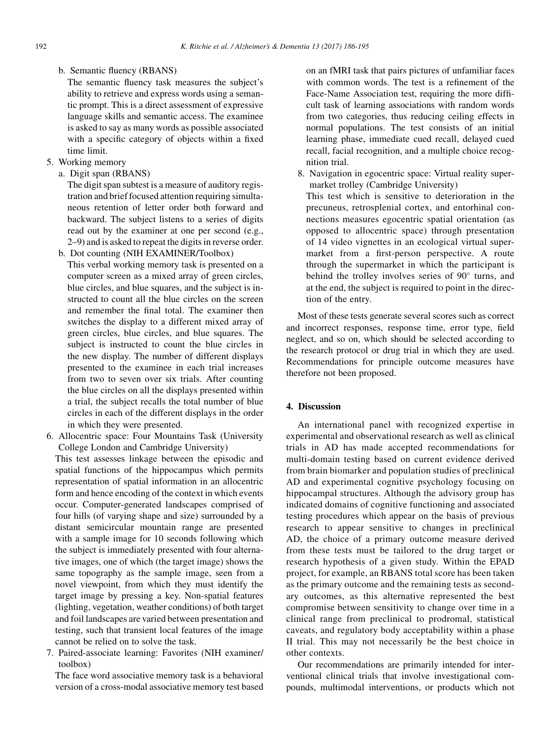b. Semantic fluency (RBANS)

The semantic fluency task measures the subject's ability to retrieve and express words using a semantic prompt. This is a direct assessment of expressive language skills and semantic access. The examinee is asked to say as many words as possible associated with a specific category of objects within a fixed time limit.

5. Working memory

a. Digit span (RBANS)

The digit span subtest is a measure of auditory registration and brief focused attention requiring simultaneous retention of letter order both forward and backward. The subject listens to a series of digits read out by the examiner at one per second (e.g., 2–9) and is asked to repeat the digits in reverse order.

b. Dot counting (NIH EXAMINER/Toolbox)

This verbal working memory task is presented on a computer screen as a mixed array of green circles, blue circles, and blue squares, and the subject is instructed to count all the blue circles on the screen and remember the final total. The examiner then switches the display to a different mixed array of green circles, blue circles, and blue squares. The subject is instructed to count the blue circles in the new display. The number of different displays presented to the examinee in each trial increases from two to seven over six trials. After counting the blue circles on all the displays presented within a trial, the subject recalls the total number of blue circles in each of the different displays in the order in which they were presented.

6. Allocentric space: Four Mountains Task (University College London and Cambridge University)

This test assesses linkage between the episodic and spatial functions of the hippocampus which permits representation of spatial information in an allocentric form and hence encoding of the context in which events occur. Computer-generated landscapes comprised of four hills (of varying shape and size) surrounded by a distant semicircular mountain range are presented with a sample image for 10 seconds following which the subject is immediately presented with four alternative images, one of which (the target image) shows the same topography as the sample image, seen from a novel viewpoint, from which they must identify the target image by pressing a key. Non-spatial features (lighting, vegetation, weather conditions) of both target and foil landscapes are varied between presentation and testing, such that transient local features of the image cannot be relied on to solve the task.

7. Paired-associate learning: Favorites (NIH examiner/toolbox)

The face word associative memory task is a behavioral version of a cross-modal associative memory test based on an fMRI task that pairs pictures of unfamiliar faces with common words. The test is a refinement of the Face-Name Association test, requiring the more difficult task of learning associations with random words from two categories, thus reducing ceiling effects in normal populations. The test consists of an initial learning phase, immediate cued recall, delayed cued recall, facial recognition, and a multiple choice recognition trial.

8. Navigation in egocentric space: Virtual reality supermarket trolley (Cambridge University)

This test which is sensitive to deterioration in the precuneus, retrosplenial cortex, and entorhinal connections measures egocentric spatial orientation (as opposed to allocentric space) through presentation of 14 video vignettes in an ecological virtual supermarket from a first-person perspective. A route through the supermarket in which the participant is behind the trolley involves series of 90° turns, and at the end, the subject is required to point in the direction of the entry.

Most of these tests generate several scores such as correct and incorrect responses, response time, error type, field neglect, and so on, which should be selected according to the research protocol or drug trial in which they are used. Recommendations for principle outcome measures have therefore not been proposed.

## 4. Discussion

An international panel with recognized expertise in experimental and observational research as well as clinical trials in AD has made accepted recommendations for multi-domain testing based on current evidence derived from brain biomarker and population studies of preclinical AD and experimental cognitive psychology focusing on hippocampal structures. Although the advisory group has indicated domains of cognitive functioning and associated testing procedures which appear on the basis of previous research to appear sensitive to changes in preclinical AD, the choice of a primary outcome measure derived from these tests must be tailored to the drug target or research hypothesis of a given study. Within the EPAD project, for example, an RBANS total score has been taken as the primary outcome and the remaining tests as secondary outcomes, as this alternative represented the best compromise between sensitivity to change over time in a clinical range from preclinical to prodromal, statistical caveats, and regulatory body acceptability within a phase II trial. This may not necessarily be the best choice in other contexts.

Our recommendations are primarily intended for interventional clinical trials that involve investigational compounds, multimodal interventions, or products which not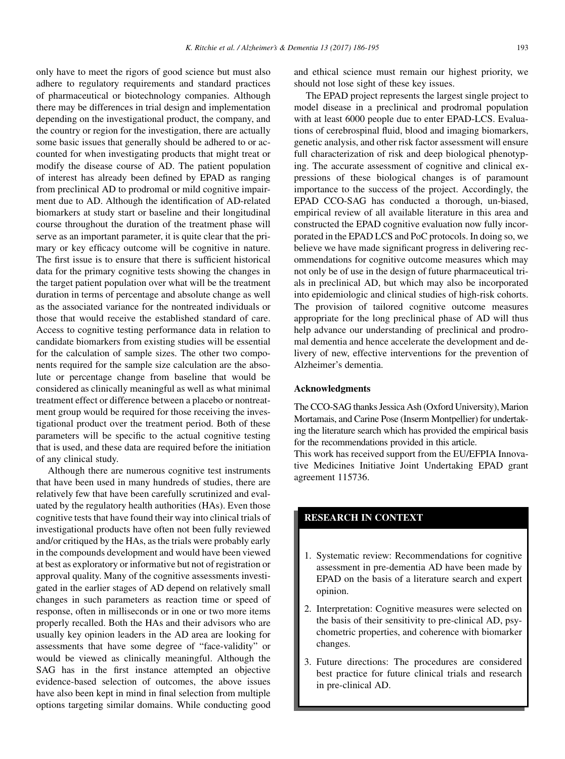only have to meet the rigors of good science but must also adhere to regulatory requirements and standard practices of pharmaceutical or biotechnology companies. Although there may be differences in trial design and implementation depending on the investigational product, the company, and the country or region for the investigation, there are actually some basic issues that generally should be adhered to or accounted for when investigating products that might treat or modify the disease course of AD. The patient population of interest has already been defined by EPAD as ranging from preclinical AD to prodromal or mild cognitive impairment due to AD. Although the identification of AD-related biomarkers at study start or baseline and their longitudinal course throughout the duration of the treatment phase will serve as an important parameter, it is quite clear that the primary or key efficacy outcome will be cognitive in nature. The first issue is to ensure that there is sufficient historical data for the primary cognitive tests showing the changes in the target patient population over what will be the treatment duration in terms of percentage and absolute change as well as the associated variance for the nontreated individuals or those that would receive the established standard of care. Access to cognitive testing performance data in relation to candidate biomarkers from existing studies will be essential for the calculation of sample sizes. The other two components required for the sample size calculation are the absolute or percentage change from baseline that would be considered as clinically meaningful as well as what minimal treatment effect or difference between a placebo or nontreatment group would be required for those receiving the investigational product over the treatment period. Both of these parameters will be specific to the actual cognitive testing that is used, and these data are required before the initiation of any clinical study.

Although there are numerous cognitive test instruments that have been used in many hundreds of studies, there are relatively few that have been carefully scrutinized and evaluated by the regulatory health authorities (HAs). Even those cognitive tests that have found their way into clinical trials of investigational products have often not been fully reviewed and/or critiqued by the HAs, as the trials were probably early in the compounds development and would have been viewed at best as exploratory or informative but not of registration or approval quality. Many of the cognitive assessments investigated in the earlier stages of AD depend on relatively small changes in such parameters as reaction time or speed of response, often in milliseconds or in one or two more items properly recalled. Both the HAs and their advisors who are usually key opinion leaders in the AD area are looking for assessments that have some degree of "face-validity" or would be viewed as clinically meaningful. Although the SAG has in the first instance attempted an objective evidence-based selection of outcomes, the above issues have also been kept in mind in final selection from multiple options targeting similar domains. While conducting good and ethical science must remain our highest priority, we should not lose sight of these key issues.

The EPAD project represents the largest single project to model disease in a preclinical and prodromal population with at least 6000 people due to enter EPAD-LCS. Evaluations of cerebrospinal fluid, blood and imaging biomarkers, genetic analysis, and other risk factor assessment will ensure full characterization of risk and deep biological phenotyping. The accurate assessment of cognitive and clinical expressions of these biological changes is of paramount importance to the success of the project. Accordingly, the EPAD CCO-SAG has conducted a thorough, un-biased, empirical review of all available literature in this area and constructed the EPAD cognitive evaluation now fully incorporated in the EPAD LCS and PoC protocols. In doing so, we believe we have made significant progress in delivering recommendations for cognitive outcome measures which may not only be of use in the design of future pharmaceutical trials in preclinical AD, but which may also be incorporated into epidemiologic and clinical studies of high-risk cohorts. The provision of tailored cognitive outcome measures appropriate for the long preclinical phase of AD will thus help advance our understanding of preclinical and prodromal dementia and hence accelerate the development and delivery of new, effective interventions for the prevention of Alzheimer's dementia.

### Acknowledgments

The CCO-SAG thanks Jessica Ash (Oxford University), Marion Mortamais, and Carine Pose (Inserm Montpellier) for undertaking the literature search which has provided the empirical basis for the recommendations provided in this article.

This work has received support from the EU/EFPIA Innovative Medicines Initiative Joint Undertaking EPAD grant agreement 115736.

### RESEARCH IN CONTEXT

1. Systematic review: Recommendations for cognitive assessment in pre-dementia AD have been made by EPAD on the basis of a literature search and expert opinion.
2. Interpretation: Cognitive measures were selected on the basis of their sensitivity to pre-clinical AD, psychometric properties, and coherence with biomarker changes.
3. Future directions: The procedures are considered best practice for future clinical trials and research in pre-clinical AD.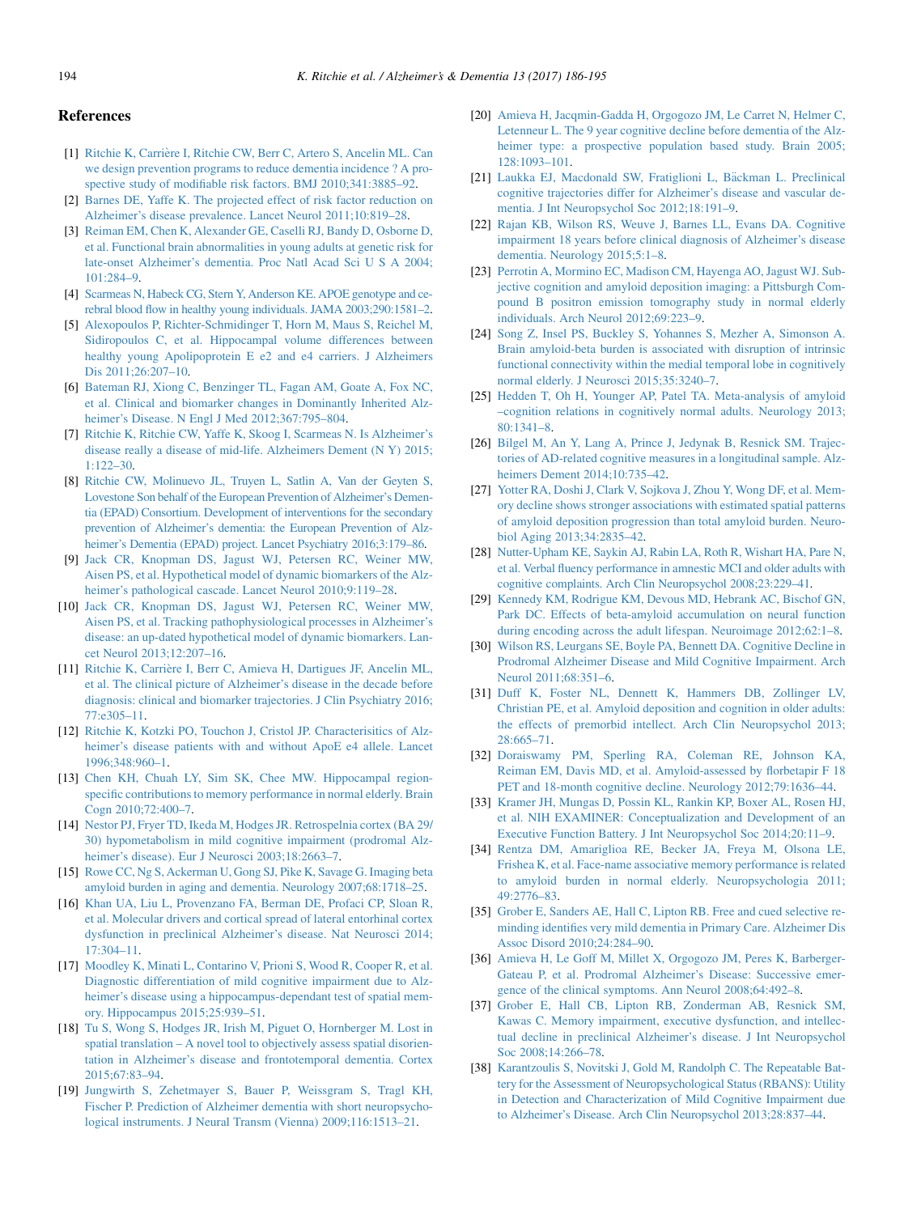## References

[1] Ritchie K, Carrière I, Ritchie CW, Berr C, Artero S, Ancelin ML. Can we design prevention programs to reduce dementia incidence ? A prospective study of modifiable risk factors. BMJ 2010;341:3885–92.

[2] Barnes DE, Yaffe K. The projected effect of risk factor reduction on Alzheimer's disease prevalence. Lancet Neurol 2011;10:819–28.

[3] Reiman EM, Chen K, Alexander GE, Caselli RJ, Bandy D, Osborne D, et al. Functional brain abnormalities in young adults at genetic risk for late-onset Alzheimer's dementia. Proc Natl Acad Sci U S A 2004; 101:284–9.

[4] Scarmeas N, Habeck CG, Stern Y, Anderson KE. APOE genotype and cerebral blood flow in healthy young individuals. JAMA 2003;290:1581–2.

[5] Alexopoulos P, Richter-Schmidinger T, Horn M, Maus S, Reichel M, Sidiropoulos C, et al. Hippocampal volume differences between healthy young Apolipoprotein E e2 and e4 carriers. J Alzheimers Dis 2011;26:207–10.

[6] Bateman RJ, Xiong C, Benzinger TL, Fagan AM, Goate A, Fox NC, et al. Clinical and biomarker changes in Dominantly Inherited Alzheimer's Disease. N Engl J Med 2012;367:795–804.

[7] Ritchie K, Ritchie CW, Yaffe K, Skoog I, Scarmeas N. Is Alzheimer's disease really a disease of mid-life. Alzheimers Dement (N Y) 2015; 1:122–30.

[8] Ritchie CW, Molinuevo JL, Truyen L, Satlin A, Van der Geyten S, Lovestone Son behalf of the European Prevention of Alzheimer's Dementia (EPAD) Consortium. Development of interventions for the secondary prevention of Alzheimer's dementia: the European Prevention of Alzheimer's Dementia (EPAD) project. Lancet Psychiatry 2016;3:179–86.

[9] Jack CR, Knopman DS, Jagust WJ, Petersen RC, Weiner MW, Aisen PS, et al. Hypothetical model of dynamic biomarkers of the Alzheimer's pathological cascade. Lancet Neurol 2010;9:119–28.

[10] Jack CR, Knopman DS, Jagust WJ, Petersen RC, Weiner MW, Aisen PS, et al. Tracking pathophysiological processes in Alzheimer's disease: an up-dated hypothetical model of dynamic biomarkers. Lancet Neurol 2013;12:207–16.

[11] Ritchie K, Carrière I, Berr C, Amieva H, Dartigues JF, Ancelin ML, et al. The clinical picture of Alzheimer's disease in the decade before diagnosis: clinical and biomarker trajectories. J Clin Psychiatry 2016; 77:e305–11.

[12] Ritchie K, Kotzki PO, Touchon J, Cristol JP. Characterisitics of Alzheimer's disease patients with and without ApoE e4 allele. Lancet 1996;348:960–1.

[13] Chen KH, Chuah LY, Sim SK, Chee MW. Hippocampal region-specific contributions to memory performance in normal elderly. Brain Cogn 2010;72:400–7.

[14] Nestor PJ, Fryer TD, Ikeda M, Hodges JR. Retrospelnia cortex (BA 29/30) hypometabolism in mild cognitive impairment (prodromal Alzheimer's disease). Eur J Neurosci 2003;18:2663–7.

[15] Rowe CC, Ng S, Ackerman U, Gong SJ, Pike K, Savage G. Imaging beta amyloid burden in aging and dementia. Neurology 2007;68:1718–25.

[16] Khan UA, Liu L, Provenzano FA, Berman DE, Profaci CP, Sloan R, et al. Molecular drivers and cortical spread of lateral entorhinal cortex dysfunction in preclinical Alzheimer's disease. Nat Neurosci 2014; 17:304–11.

[17] Moodley K, Minati L, Contarino V, Prioni S, Wood R, Cooper R, et al. Diagnostic differentiation of mild cognitive impairment due to Alzheimer's disease using a hippocampus-dependant test of spatial memory. Hippocampus 2015;25:939–51.

[18] Tu S, Wong S, Hodges JR, Irish M, Piguet O, Hornberger M. Lost in spatial translation – A novel tool to objectively assess spatial disorientation in Alzheimer's disease and frontotemporal dementia. Cortex 2015;67:83–94.

[19] Jungwirth S, Zehetmayer S, Bauer P, Weissgram S, Tragl KH, Fischer P. Prediction of Alzheimer dementia with short neuropsychological instruments. J Neural Transm (Vienna) 2009;116:1513–21.

[20] Amieva H, Jacqmin-Gadda H, Orgogozo JM, Le Carret N, Helmer C, Letenneur L. The 9 year cognitive decline before dementia of the Alzheimer type: a prospective population based study. Brain 2005; 128:1093–101.

[21] Laukka EJ, Macdonald SW, Fratiglioni L, Bäckman L. Preclinical cognitive trajectories differ for Alzheimer's disease and vascular dementia. J Int Neuropsychol Soc 2012;18:191–9.

[22] Rajan KB, Wilson RS, Weuve J, Barnes LL, Evans DA. Cognitive impairment 18 years before clinical diagnosis of Alzheimer's disease dementia. Neurology 2015;5:1–8.

[23] Perrotin A, Mormino EC, Madison CM, Hayenga AO, Jagust WJ. Subjective cognition and amyloid deposition imaging: a Pittsburgh Compound B positron emission tomography study in normal elderly individuals. Arch Neurol 2012;69:223–9.

[24] Song Z, Insel PS, Buckley S, Yohannes S, Mezher A, Simonson A. Brain amyloid-beta burden is associated with disruption of intrinsic functional connectivity within the medial temporal lobe in cognitively normal elderly. J Neurosci 2015;35:3240–7.

[25] Hedden T, Oh H, Younger AP, Patel TA. Meta-analysis of amyloid –cognition relations in cognitively normal adults. Neurology 2013; 80:1341–8.

[26] Bilgel M, An Y, Lang A, Prince J, Jedynak B, Resnick SM. Trajectories of AD-related cognitive measures in a longitudinal sample. Alzheimers Dement 2014;10:735–42.

[27] Yotter RA, Doshi J, Clark V, Sojkova J, Zhou Y, Wong DF, et al. Memory decline shows stronger associations with estimated spatial patterns of amyloid deposition progression than total amyloid burden. Neurobiol Aging 2013;34:2835–42.

[28] Nutter-Upham KE, Saykin AJ, Rabin LA, Roth R, Wishart HA, Pare N, et al. Verbal fluency performance in amnestic MCI and older adults with cognitive complaints. Arch Clin Neuropsychol 2008;23:229–41.

[29] Kennedy KM, Rodrigue KM, Devous MD, Hebrank AC, Bischof GN, Park DC. Effects of beta-amyloid accumulation on neural function during encoding across the adult lifespan. Neuroimage 2012;62:1–8.

[30] Wilson RS, Leurgans SE, Boyle PA, Bennett DA. Cognitive Decline in Prodromal Alzheimer Disease and Mild Cognitive Impairment. Arch Neurol 2011;68:351–6.

[31] Duff K, Foster NL, Dennett K, Hammers DB, Zollinger LV, Christian PE, et al. Amyloid deposition and cognition in older adults: the effects of premorbid intellect. Arch Clin Neuropsychol 2013; 28:665–71.

[32] Doraiswamy PM, Sperling RA, Coleman RE, Johnson KA, Reiman EM, Davis MD, et al. Amyloid-assessed by florbetapir F 18 PET and 18-month cognitive decline. Neurology 2012;79:1636–44.

[33] Kramer JH, Mungas D, Possin KL, Rankin KP, Boxer AL, Rosen HJ, et al. NIH EXAMINER: Conceptualization and Development of an Executive Function Battery. J Int Neuropsychol Soc 2014;20:11–9.

[34] Rentza DM, Amariglioa RE, Becker JA, Freya M, Olsona LE, Frishea K, et al. Face-name associative memory performance is related to amyloid burden in normal elderly. Neuropsychologia 2011; 49:2776–83.

[35] Grober E, Sanders AE, Hall C, Lipton RB. Free and cued selective reminding identifies very mild dementia in Primary Care. Alzheimer Dis Assoc Disord 2010;24:284–90.

[36] Amieva H, Le Goff M, Millet X, Orgogozo JM, Peres K, Barberger-Gateau P, et al. Prodromal Alzheimer's Disease: Successive emergence of the clinical symptoms. Ann Neurol 2008;64:492–8.

[37] Grober E, Hall CB, Lipton RB, Zonderman AB, Resnick SM, Kawas C. Memory impairment, executive dysfunction, and intellectual decline in preclinical Alzheimer's disease. J Int Neuropsychol Soc 2008;14:266–78.

[38] Karantzoulis S, Novitski J, Gold M, Randolph C. The Repeatable Battery for the Assessment of Neuropsychological Status (RBANS): Utility in Detection and Characterization of Mild Cognitive Impairment due to Alzheimer's Disease. Arch Clin Neuropsychol 2013;28:837–44.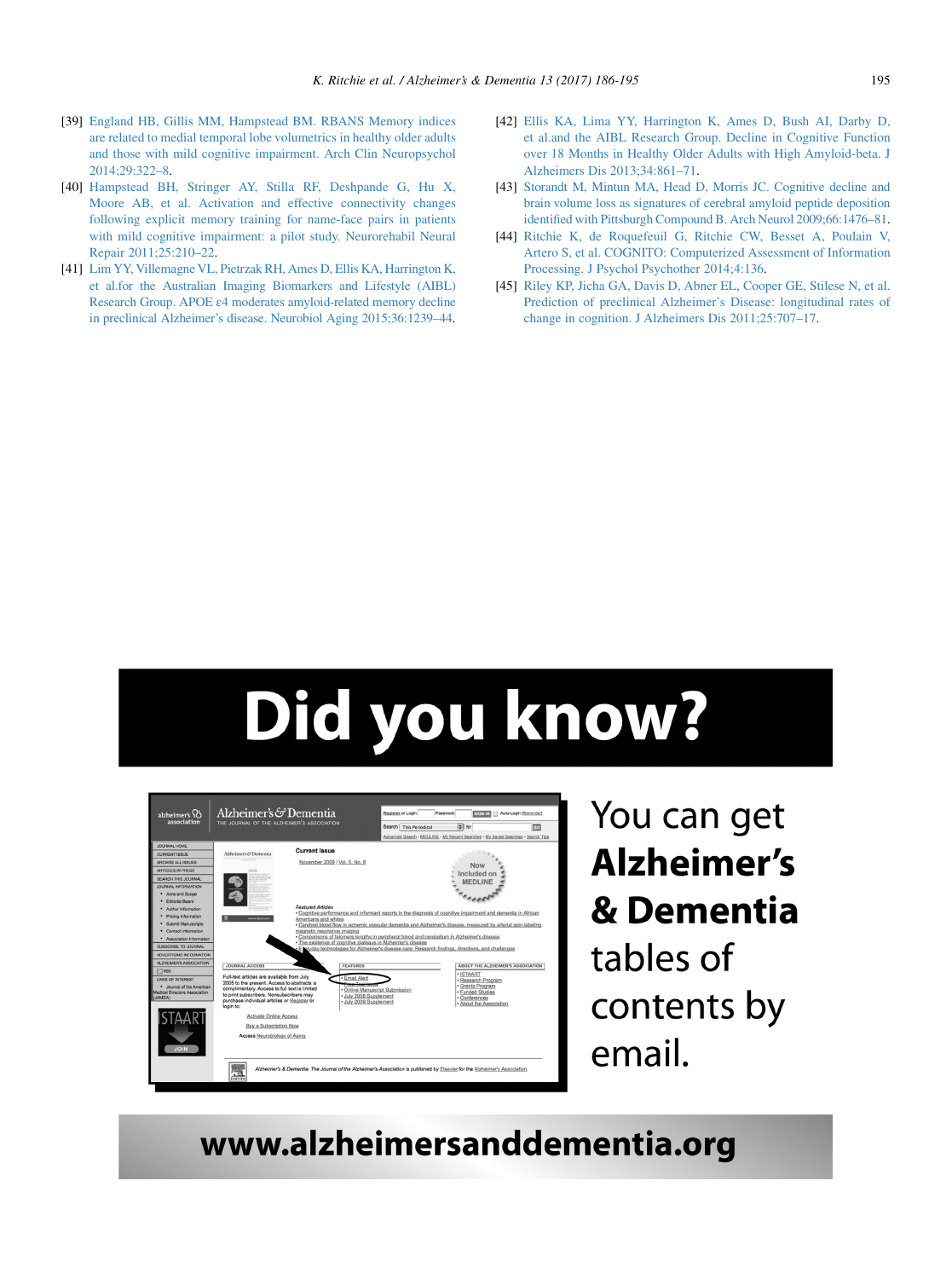[39] England HB, Gillis MM, Hampstead BM. RBANS Memory indices are related to medial temporal lobe volumetrics in healthy older adults and those with mild cognitive impairment. Arch Clin Neuropsychol 2014;29:322–8.

[40] Hampstead BH, Stringer AY, Stilla RF, Deshpande G, Hu X, Moore AB, et al. Activation and effective connectivity changes following explicit memory training for name-face pairs in patients with mild cognitive impairment: a pilot study. Neurorehabil Neural Repair 2011;25:210–22.

[41] Lim YY, Villemagne VL, Pietrzak RH, Ames D, Ellis KA, Harrington K, et al.for the Australian Imaging Biomarkers and Lifestyle (AIBL) Research Group. APOE ε4 moderates amyloid-related memory decline in preclinical Alzheimer's disease. Neurobiol Aging 2015;36:1239–44.

[42] Ellis KA, Lima YY, Harrington K, Ames D, Bush AI, Darby D, et al.and the AIBL Research Group. Decline in Cognitive Function over 18 Months in Healthy Older Adults with High Amyloid-beta. J Alzheimers Dis 2013;34:861–71.

[43] Storandt M, Mintun MA, Head D, Morris JC. Cognitive decline and brain volume loss as signatures of cerebral amyloid peptide deposition identified with Pittsburgh Compound B. Arch Neurol 2009;66:1476–81.

[44] Ritchie K, de Roquefeuil G, Ritchie CW, Besset A, Poulain V, Artero S, et al. COGNITO: Computerized Assessment of Information Processing. J Psychol Psychother 2014;4:136.

[45] Riley KP, Jicha GA, Davis D, Abner EL, Cooper GE, Stilese N, et al. Prediction of preclinical Alzheimer's Disease: longitudinal rates of change in cognition. J Alzheimers Dis 2011;25:707–17.

# Did you know?

You can get **Alzheimer's & Dementia** tables of contents by email.

**www.alzheimersanddementia.org**